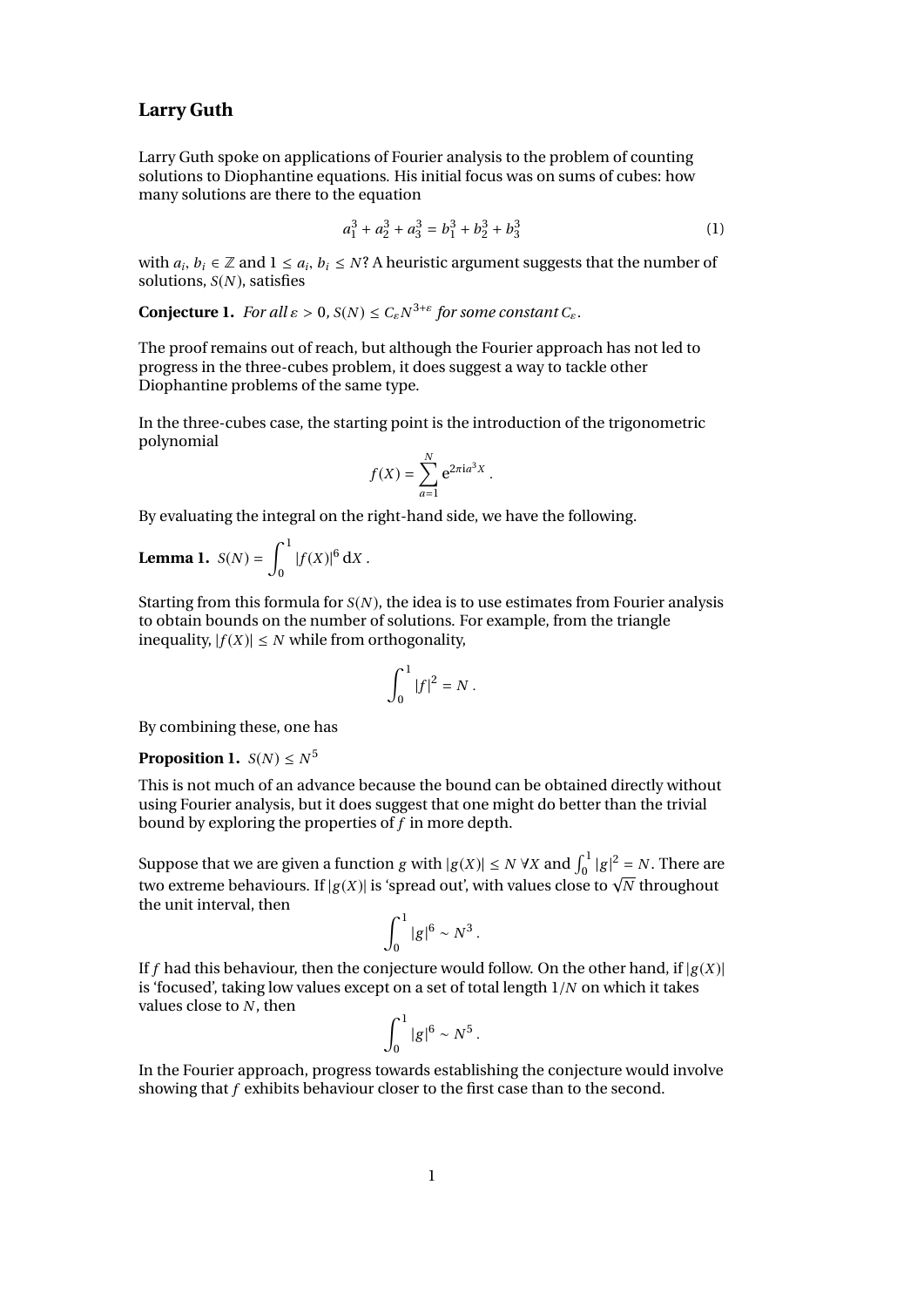## Larry Guth

Larry Guth spoke on applications of Fourier analysis to the problem of counting solutions to Diophantine equations. His initial focus was on sums of cubes: how many solutions are there to the equation

$$a_1^3 + a_2^3 + a_3^3 = b_1^3 + b_2^3 + b_3^3 \tag{1}$$

with $a_i, b_i \in \mathbb{Z}$ and $1 \le a_i, b_i \le N$? A heuristic argument suggests that the number of solutions, $S(N)$, satisfies

**Conjecture 1.** *For all $\varepsilon > 0$, $S(N) \le C_\varepsilon N^{3+\varepsilon}$ for some constant $C_\varepsilon$.*

The proof remains out of reach, but although the Fourier approach has not led to progress in the three-cubes problem, it does suggest a way to tackle other Diophantine problems of the same type.

In the three-cubes case, the starting point is the introduction of the trigonometric polynomial

$$f(X) = \sum_{a=1}^{N} e^{2\pi i a^3 X}.$$

By evaluating the integral on the right-hand side, we have the following.

**Lemma 1.** $S(N) = \displaystyle\int_0^1 |f(X)|^6 \, dX$.

Starting from this formula for $S(N)$, the idea is to use estimates from Fourier analysis to obtain bounds on the number of solutions. For example, from the triangle inequality, $|f(X)| \le N$ while from orthogonality,

$$\int_0^1 |f|^2 = N.$$

By combining these, one has

**Proposition 1.** $S(N) \le N^5$

This is not much of an advance because the bound can be obtained directly without using Fourier analysis, but it does suggest that one might do better than the trivial bound by exploring the properties of $f$ in more depth.

Suppose that we are given a function $g$ with $|g(X)| \le N \ \forall X$ and $\int_0^1 |g|^2 = N$. There are two extreme behaviours. If $|g(X)|$ is 'spread out', with values close to $\sqrt{N}$ throughout the unit interval, then

$$\int_0^1 |g|^6 \sim N^3.$$

If $f$ had this behaviour, then the conjecture would follow. On the other hand, if $|g(X)|$ is 'focused', taking low values except on a set of total length $1/N$ on which it takes values close to $N$, then

$$\int_0^1 |g|^6 \sim N^5.$$

In the Fourier approach, progress towards establishing the conjecture would involve showing that $f$ exhibits behaviour closer to the first case than to the second.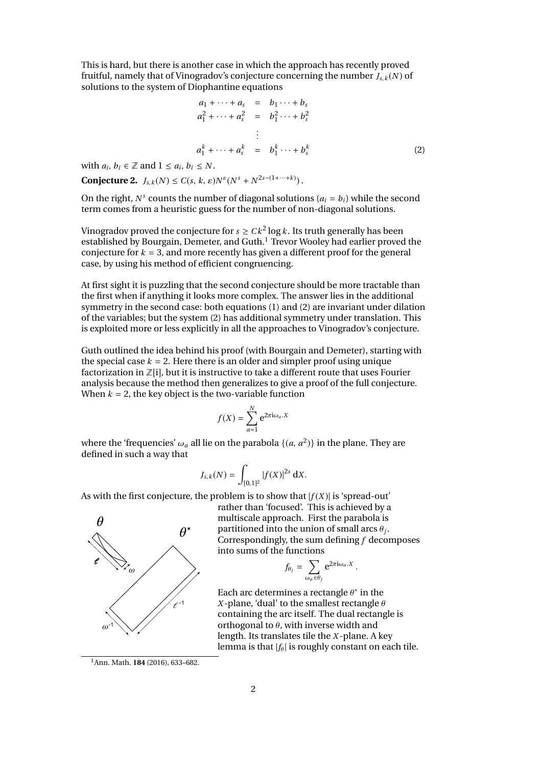This is hard, but there is another case in which the approach has recently proved fruitful, namely that of Vinogradov's conjecture concerning the number $J_{s,k}(N)$ of solutions to the system of Diophantine equations

$$
\begin{aligned}
a_1 + \cdots + a_s &= b_1 \cdots + b_s \\
a_1^2 + \cdots + a_s^2 &= b_1^2 \cdots + b_s^2 \\
&\vdots \\
a_1^k + \cdots + a_s^k &= b_1^k \cdots + b_s^k
\end{aligned}
\tag{2}
$$

with $a_i, b_i \in \mathbb{Z}$ and $1 \leq a_i, b_i \leq N$.

**Conjecture 2.** $J_{s,k}(N) \leq C(s, k, \varepsilon) N^{\varepsilon} (N^s + N^{2s-(1+\cdots+k)})$.

On the right, $N^s$ counts the number of diagonal solutions ($a_i = b_i$) while the second term comes from a heuristic guess for the number of non-diagonal solutions.

Vinogradov proved the conjecture for $s \geq Ck^2 \log k$. Its truth generally has been established by Bourgain, Demeter, and Guth.[1] Trevor Wooley had earlier proved the conjecture for $k = 3$, and more recently has given a different proof for the general case, by using his method of efficient congruencing.

At first sight it is puzzling that the second conjecture should be more tractable than the first when if anything it looks more complex. The answer lies in the additional symmetry in the second case: both equations (1) and (2) are invariant under dilation of the variables; but the system (2) has additional symmetry under translation. This is exploited more or less explicitly in all the approaches to Vinogradov's conjecture.

Guth outlined the idea behind his proof (with Bourgain and Demeter), starting with the special case $k = 2$. Here there is an older and simpler proof using unique factorization in $\mathbb{Z}[\mathrm{i}]$, but it is instructive to take a different route that uses Fourier analysis because the method then generalizes to give a proof of the full conjecture. When $k = 2$, the key object is the two-variable function

$$f(X) = \sum_{a=1}^{N} \mathrm{e}^{2\pi \mathrm{i} \omega_a . X}$$

where the 'frequencies' $\omega_a$ all lie on the parabola $\{(a, a^2)\}$ in the plane. They are defined in such a way that

$$J_{s,k}(N) = \int_{[0,1]^2} |f(X)|^{2s} \, \mathrm{d}X.$$

As with the first conjecture, the problem is to show that $|f(X)|$ is 'spread-out' rather than 'focused'. This is achieved by a multiscale approach. First the parabola is partitioned into the union of small arcs $\theta_j$. Correspondingly, the sum defining $f$ decomposes into sums of the functions

$$f_{\theta_j} = \sum_{\omega_a \in \theta_j} \mathrm{e}^{2\pi \mathrm{i} \omega_a . X}.$$

Each arc determines a rectangle $\theta^*$ in the $X$-plane, 'dual' to the smallest rectangle $\theta$ containing the arc itself. The dual rectangle is orthogonal to $\theta$, with inverse width and length. Its translates tile the $X$-plane. A key lemma is that $|f_\theta|$ is roughly constant on each tile.

[1] Ann. Math. **184** (2016), 633–682.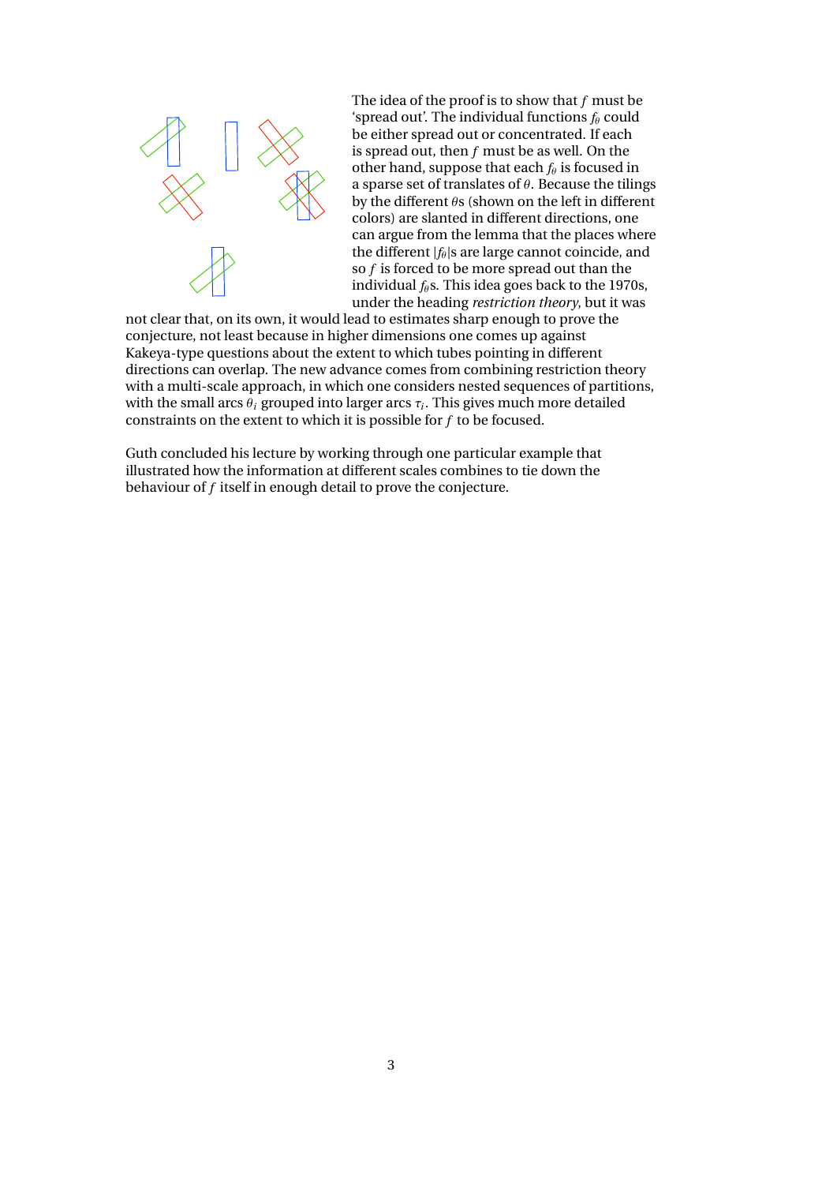The idea of the proof is to show that $f$ must be 'spread out'. The individual functions $f_\theta$ could be either spread out or concentrated. If each is spread out, then $f$ must be as well. On the other hand, suppose that each $f_\theta$ is focused in a sparse set of translates of $\theta$. Because the tilings by the different $\theta$s (shown on the left in different colors) are slanted in different directions, one can argue from the lemma that the places where the different $|f_\theta|$s are large cannot coincide, and so $f$ is forced to be more spread out than the individual $f_\theta$s. This idea goes back to the 1970s, under the heading *restriction theory*, but it was not clear that, on its own, it would lead to estimates sharp enough to prove the conjecture, not least because in higher dimensions one comes up against Kakeya-type questions about the extent to which tubes pointing in different directions can overlap. The new advance comes from combining restriction theory with a multi-scale approach, in which one considers nested sequences of partitions, with the small arcs $\theta_i$ grouped into larger arcs $\tau_i$. This gives much more detailed constraints on the extent to which it is possible for $f$ to be focused.

Guth concluded his lecture by working through one particular example that illustrated how the information at different scales combines to tie down the behaviour of $f$ itself in enough detail to prove the conjecture.